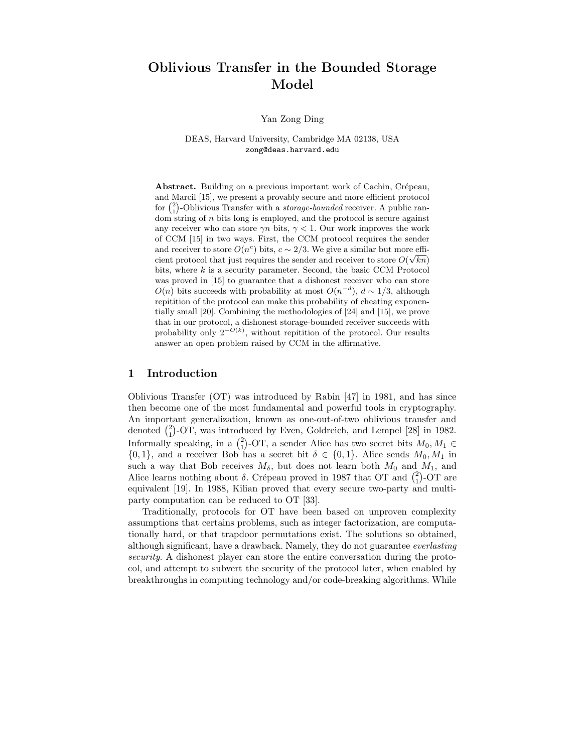# Oblivious Transfer in the Bounded Storage Model

Yan Zong Ding

DEAS, Harvard University, Cambridge MA 02138, USA
zong@deas.harvard.edu

**Abstract.** Building on a previous important work of Cachin, Crépeau, and Marcil [15], we present a provably secure and more efficient protocol for $\binom{2}{1}$-Oblivious Transfer with a *storage-bounded* receiver. A public random string of $n$ bits long is employed, and the protocol is secure against any receiver who can store $\gamma n$ bits, $\gamma < 1$. Our work improves the work of CCM [15] in two ways. First, the CCM protocol requires the sender and receiver to store $O(n^c)$ bits, $c \sim 2/3$. We give a similar but more efficient protocol that just requires the sender and receiver to store $O(\sqrt{kn})$ bits, where $k$ is a security parameter. Second, the basic CCM Protocol was proved in [15] to guarantee that a dishonest receiver who can store $O(n)$ bits succeeds with probability at most $O(n^{-d})$, $d \sim 1/3$, although repitition of the protocol can make this probability of cheating exponentially small [20]. Combining the methodologies of [24] and [15], we prove that in our protocol, a dishonest storage-bounded receiver succeeds with probability only $2^{-O(k)}$, without repitition of the protocol. Our results answer an open problem raised by CCM in the affirmative.

## 1 Introduction

Oblivious Transfer (OT) was introduced by Rabin [47] in 1981, and has since then become one of the most fundamental and powerful tools in cryptography. An important generalization, known as one-out-of-two oblivious transfer and denoted $\binom{2}{1}$-OT, was introduced by Even, Goldreich, and Lempel [28] in 1982. Informally speaking, in a $\binom{2}{1}$-OT, a sender Alice has two secret bits $M_0, M_1 \in \{0,1\}$, and a receiver Bob has a secret bit $\delta \in \{0,1\}$. Alice sends $M_0, M_1$ in such a way that Bob receives $M_\delta$, but does not learn both $M_0$ and $M_1$, and Alice learns nothing about $\delta$. Crépeau proved in 1987 that OT and $\binom{2}{1}$-OT are equivalent [19]. In 1988, Kilian proved that every secure two-party and multi-party computation can be reduced to OT [33].

Traditionally, protocols for OT have been based on unproven complexity assumptions that certains problems, such as integer factorization, are computationally hard, or that trapdoor permutations exist. The solutions so obtained, although significant, have a drawback. Namely, they do not guarantee *everlasting security*. A dishonest player can store the entire conversation during the protocol, and attempt to subvert the security of the protocol later, when enabled by breakthroughs in computing technology and/or code-breaking algorithms. While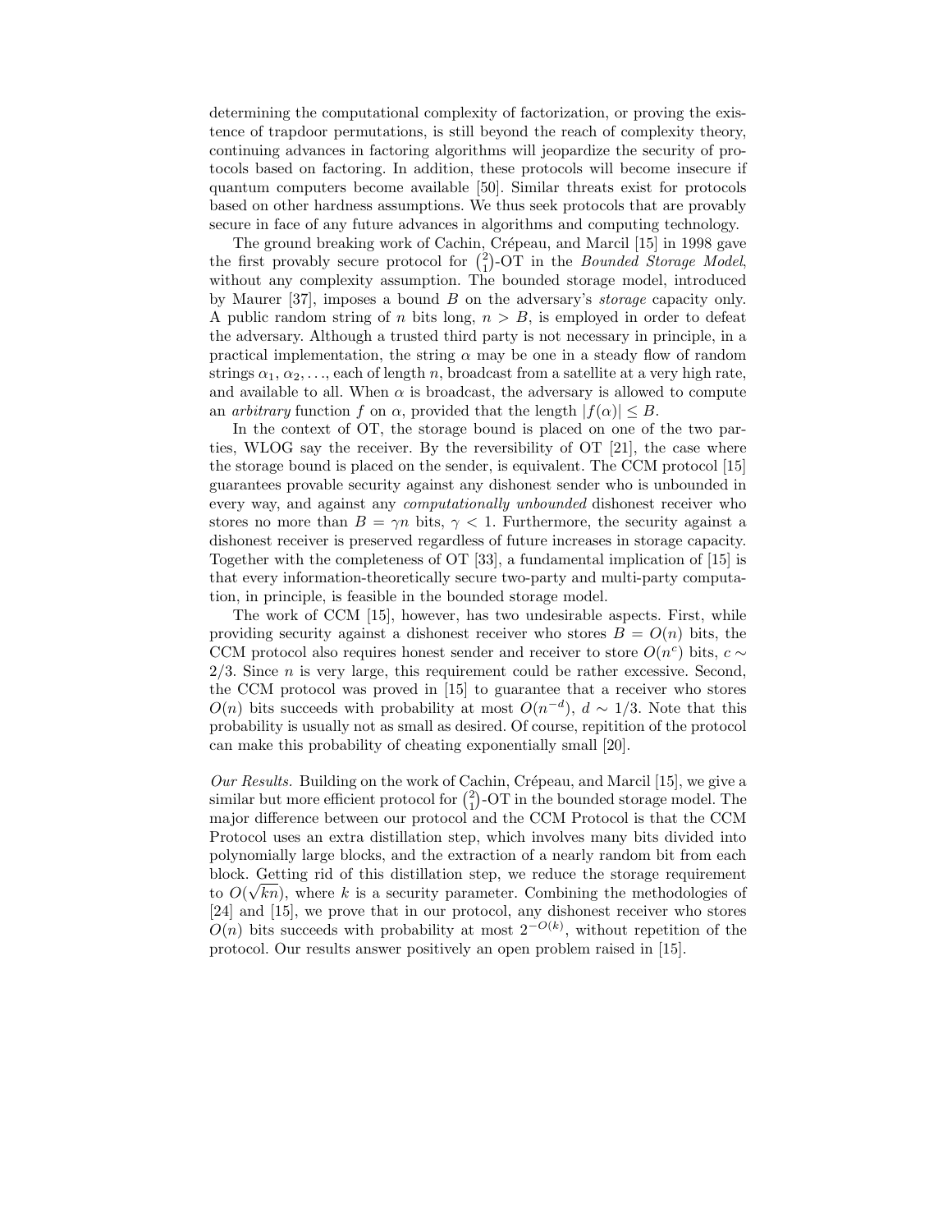determining the computational complexity of factorization, or proving the existence of trapdoor permutations, is still beyond the reach of complexity theory, continuing advances in factoring algorithms will jeopardize the security of protocols based on factoring. In addition, these protocols will become insecure if quantum computers become available [50]. Similar threats exist for protocols based on other hardness assumptions. We thus seek protocols that are provably secure in face of any future advances in algorithms and computing technology.

The ground breaking work of Cachin, Crépeau, and Marcil [15] in 1998 gave the first provably secure protocol for $\binom{2}{1}$-OT in the *Bounded Storage Model*, without any complexity assumption. The bounded storage model, introduced by Maurer [37], imposes a bound $B$ on the adversary's *storage* capacity only. A public random string of $n$ bits long, $n > B$, is employed in order to defeat the adversary. Although a trusted third party is not necessary in principle, in a practical implementation, the string $\alpha$ may be one in a steady flow of random strings $\alpha_1, \alpha_2, \ldots$, each of length $n$, broadcast from a satellite at a very high rate, and available to all. When $\alpha$ is broadcast, the adversary is allowed to compute an *arbitrary* function $f$ on $\alpha$, provided that the length $|f(\alpha)| \leq B$.

In the context of OT, the storage bound is placed on one of the two parties, WLOG say the receiver. By the reversibility of OT [21], the case where the storage bound is placed on the sender, is equivalent. The CCM protocol [15] guarantees provable security against any dishonest sender who is unbounded in every way, and against any *computationally unbounded* dishonest receiver who stores no more than $B = \gamma n$ bits, $\gamma < 1$. Furthermore, the security against a dishonest receiver is preserved regardless of future increases in storage capacity. Together with the completeness of OT [33], a fundamental implication of [15] is that every information-theoretically secure two-party and multi-party computation, in principle, is feasible in the bounded storage model.

The work of CCM [15], however, has two undesirable aspects. First, while providing security against a dishonest receiver who stores $B = O(n)$ bits, the CCM protocol also requires honest sender and receiver to store $O(n^c)$ bits, $c \sim 2/3$. Since $n$ is very large, this requirement could be rather excessive. Second, the CCM protocol was proved in [15] to guarantee that a receiver who stores $O(n)$ bits succeeds with probability at most $O(n^{-d})$, $d \sim 1/3$. Note that this probability is usually not as small as desired. Of course, repitition of the protocol can make this probability of cheating exponentially small [20].

*Our Results.* Building on the work of Cachin, Crépeau, and Marcil [15], we give a similar but more efficient protocol for $\binom{2}{1}$-OT in the bounded storage model. The major difference between our protocol and the CCM Protocol is that the CCM Protocol uses an extra distillation step, which involves many bits divided into polynomially large blocks, and the extraction of a nearly random bit from each block. Getting rid of this distillation step, we reduce the storage requirement to $O(\sqrt{kn})$, where $k$ is a security parameter. Combining the methodologies of [24] and [15], we prove that in our protocol, any dishonest receiver who stores $O(n)$ bits succeeds with probability at most $2^{-O(k)}$, without repetition of the protocol. Our results answer positively an open problem raised in [15].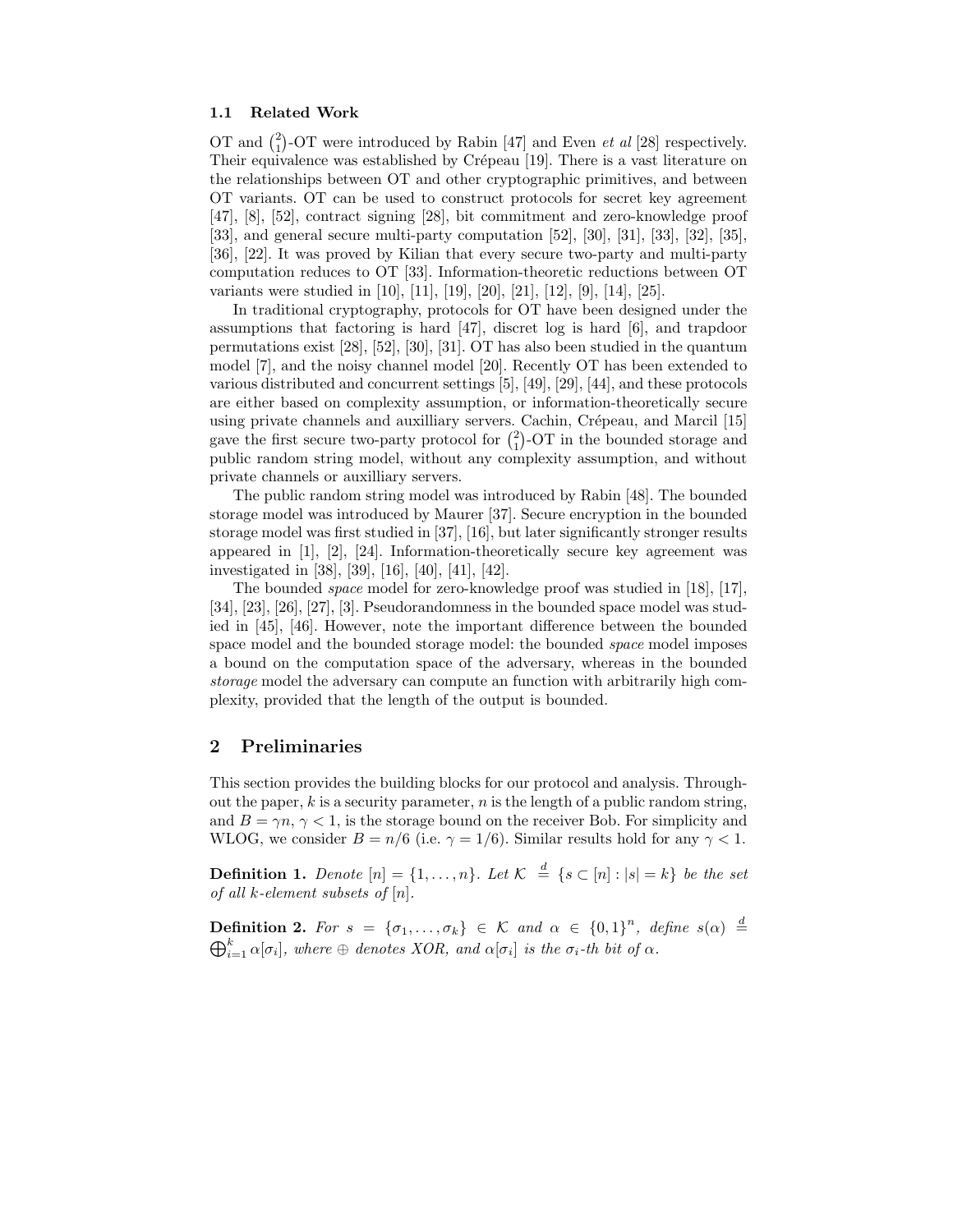### 1.1 Related Work

OT and $\binom{2}{1}$-OT were introduced by Rabin [47] and Even *et al* [28] respectively. Their equivalence was established by Crépeau [19]. There is a vast literature on the relationships between OT and other cryptographic primitives, and between OT variants. OT can be used to construct protocols for secret key agreement [47], [8], [52], contract signing [28], bit commitment and zero-knowledge proof [33], and general secure multi-party computation [52], [30], [31], [33], [32], [35], [36], [22]. It was proved by Kilian that every secure two-party and multi-party computation reduces to OT [33]. Information-theoretic reductions between OT variants were studied in [10], [11], [19], [20], [21], [12], [9], [14], [25].

In traditional cryptography, protocols for OT have been designed under the assumptions that factoring is hard [47], discret log is hard [6], and trapdoor permutations exist [28], [52], [30], [31]. OT has also been studied in the quantum model [7], and the noisy channel model [20]. Recently OT has been extended to various distributed and concurrent settings [5], [49], [29], [44], and these protocols are either based on complexity assumption, or information-theoretically secure using private channels and auxilliary servers. Cachin, Crépeau, and Marcil [15] gave the first secure two-party protocol for $\binom{2}{1}$-OT in the bounded storage and public random string model, without any complexity assumption, and without private channels or auxilliary servers.

The public random string model was introduced by Rabin [48]. The bounded storage model was introduced by Maurer [37]. Secure encryption in the bounded storage model was first studied in [37], [16], but later significantly stronger results appeared in [1], [2], [24]. Information-theoretically secure key agreement was investigated in [38], [39], [16], [40], [41], [42].

The bounded *space* model for zero-knowledge proof was studied in [18], [17], [34], [23], [26], [27], [3]. Pseudorandomness in the bounded space model was studied in [45], [46]. However, note the important difference between the bounded space model and the bounded storage model: the bounded *space* model imposes a bound on the computation space of the adversary, whereas in the bounded *storage* model the adversary can compute an function with arbitrarily high complexity, provided that the length of the output is bounded.

## 2 Preliminaries

This section provides the building blocks for our protocol and analysis. Throughout the paper, $k$ is a security parameter, $n$ is the length of a public random string, and $B = \gamma n$, $\gamma < 1$, is the storage bound on the receiver Bob. For simplicity and WLOG, we consider $B = n/6$ (i.e. $\gamma = 1/6$). Similar results hold for any $\gamma < 1$.

**Definition 1.** *Denote* $[n] = \{1, \dots, n\}$. *Let* $\mathcal{K} \stackrel{d}{=} \{s \subset [n] : |s| = k\}$ *be the set of all* $k$*-element subsets of* $[n]$.

**Definition 2.** *For* $s = \{\sigma_1, \dots, \sigma_k\} \in \mathcal{K}$ *and* $\alpha \in \{0,1\}^n$, *define* $s(\alpha) \stackrel{d}{=} \bigoplus_{i=1}^{k} \alpha[\sigma_i]$, *where* $\oplus$ *denotes XOR, and* $\alpha[\sigma_i]$ *is the* $\sigma_i$*-th bit of* $\alpha$.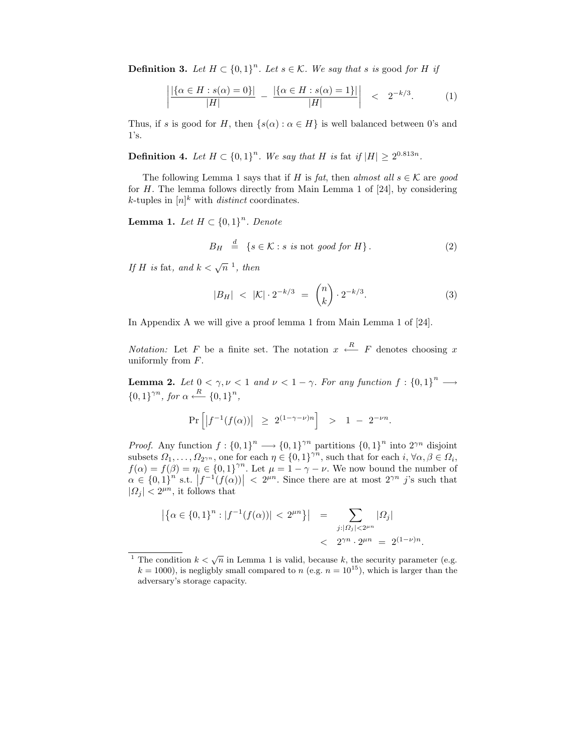**Definition 3.** *Let $H \subset \{0,1\}^n$. Let $s \in \mathcal{K}$. We say that $s$ is* good *for $H$ if*

$$\left| \frac{|\{\alpha \in H : s(\alpha) = 0\}|}{|H|} - \frac{|\{\alpha \in H : s(\alpha) = 1\}|}{|H|} \right| < 2^{-k/3}. \tag{1}$$

Thus, if $s$ is good for $H$, then $\{s(\alpha) : \alpha \in H\}$ is well balanced between 0's and 1's.

**Definition 4.** *Let $H \subset \{0,1\}^n$. We say that $H$ is* fat *if $|H| \geq 2^{0.813n}$.*

The following Lemma 1 says that if $H$ is *fat*, then *almost all* $s \in \mathcal{K}$ are *good* for $H$. The lemma follows directly from Main Lemma 1 of [24], by considering $k$-tuples in $[n]^k$ with *distinct* coordinates.

**Lemma 1.** *Let $H \subset \{0,1\}^n$. Denote*

$$B_H \stackrel{d}{=} \{s \in \mathcal{K} : s \text{ is } \textit{not good for } H\}. \tag{2}$$

*If $H$ is* fat*, and $k < \sqrt{n}$* [1]*, then*

$$|B_H| < |\mathcal{K}| \cdot 2^{-k/3} = \binom{n}{k} \cdot 2^{-k/3}. \tag{3}$$

In Appendix A we will give a proof lemma 1 from Main Lemma 1 of [24].

*Notation:* Let $F$ be a finite set. The notation $x \stackrel{R}{\longleftarrow} F$ denotes choosing $x$ uniformly from $F$.

**Lemma 2.** *Let $0 < \gamma, \nu < 1$ and $\nu < 1 - \gamma$. For any function $f : \{0,1\}^n \longrightarrow \{0,1\}^{\gamma n}$, for $\alpha \stackrel{R}{\longleftarrow} \{0,1\}^n$,*

$$\Pr\left[\left|f^{-1}(f(\alpha))\right| \geq 2^{(1-\gamma-\nu)n}\right] > 1 - 2^{-\nu n}.$$

*Proof.* Any function $f : \{0,1\}^n \longrightarrow \{0,1\}^{\gamma n}$ partitions $\{0,1\}^n$ into $2^{\gamma n}$ disjoint subsets $\Omega_1, \ldots, \Omega_{2^{\gamma n}}$, one for each $\eta \in \{0,1\}^{\gamma n}$, such that for each $i$, $\forall \alpha, \beta \in \Omega_i$, $f(\alpha) = f(\beta) = \eta_i \in \{0,1\}^{\gamma n}$. Let $\mu = 1 - \gamma - \nu$. We now bound the number of $\alpha \in \{0,1\}^n$ s.t. $\left|f^{-1}(f(\alpha))\right| < 2^{\mu n}$. Since there are at most $2^{\gamma n}$ $j$'s such that $|\Omega_j| < 2^{\mu n}$, it follows that

$$\left|\left\{\alpha \in \{0,1\}^n : |f^{-1}(f(\alpha))| < 2^{\mu n}\right\}\right| = \sum_{j : |\Omega_j| < 2^{\mu n}} |\Omega_j| < 2^{\gamma n} \cdot 2^{\mu n} = 2^{(1-\nu)n}.$$

---

[1] The condition $k < \sqrt{n}$ in Lemma 1 is valid, because $k$, the security parameter (e.g. $k = 1000$), is negligbly small compared to $n$ (e.g. $n = 10^{15}$), which is larger than the adversary's storage capacity.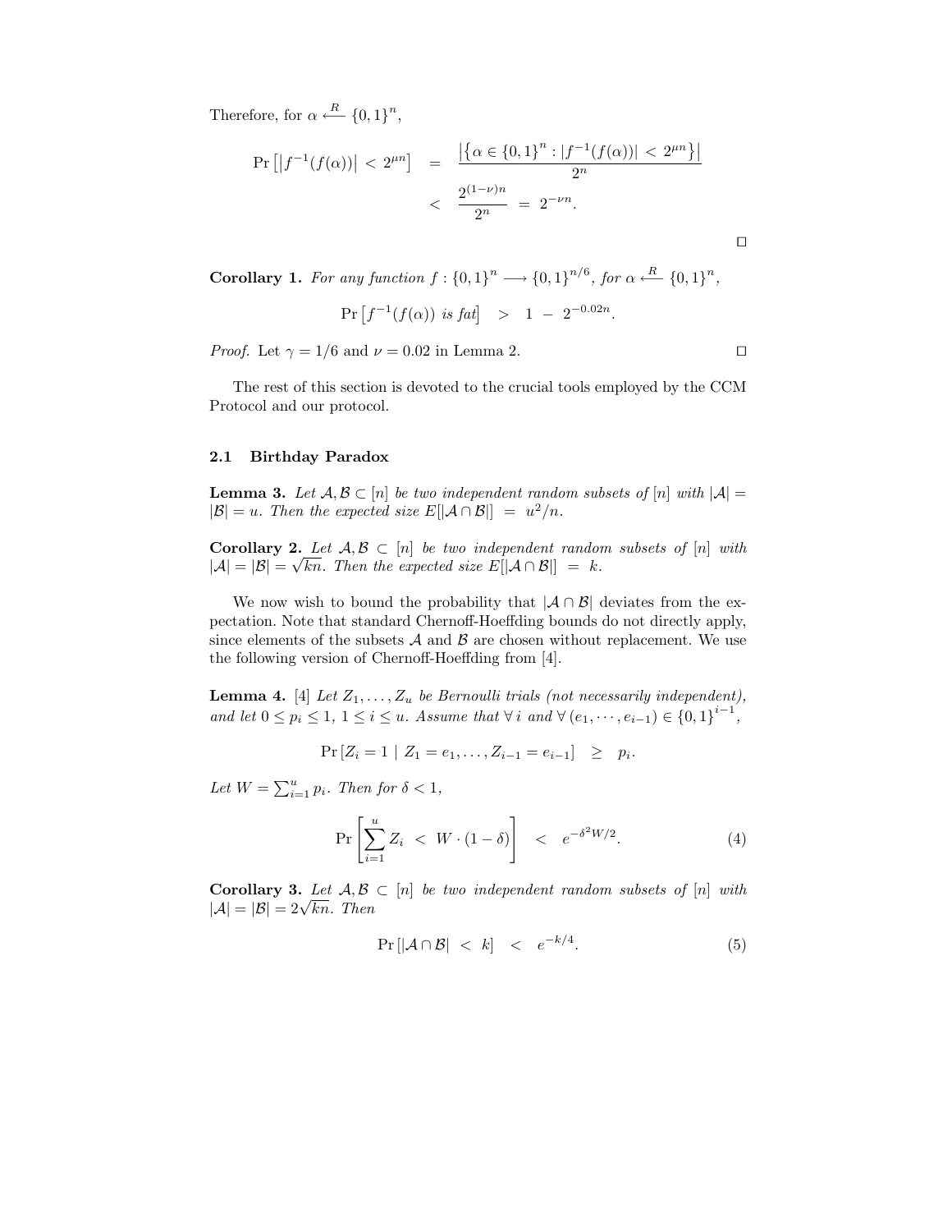Therefore, for $\alpha \xleftarrow{R} \{0,1\}^n$,

$$
\begin{aligned}
\Pr\left[\left|f^{-1}(f(\alpha))\right| < 2^{\mu n}\right] &= \frac{\left|\left\{\alpha \in \{0,1\}^n : |f^{-1}(f(\alpha))| < 2^{\mu n}\right\}\right|}{2^n} \\
&< \frac{2^{(1-\nu)n}}{2^n} = 2^{-\nu n}.
\end{aligned}
$$

□

**Corollary 1.** *For any function $f : \{0,1\}^n \longrightarrow \{0,1\}^{n/6}$, for $\alpha \xleftarrow{R} \{0,1\}^n$,*

$$
\Pr\left[f^{-1}(f(\alpha)) \textit{ is fat}\right] > 1 - 2^{-0.02n}.
$$

*Proof.* Let $\gamma = 1/6$ and $\nu = 0.02$ in Lemma 2. □

The rest of this section is devoted to the crucial tools employed by the CCM Protocol and our protocol.

### 2.1 Birthday Paradox

**Lemma 3.** *Let $\mathcal{A}, \mathcal{B} \subset [n]$ be two independent random subsets of $[n]$ with $|\mathcal{A}| = |\mathcal{B}| = u$. Then the expected size $E[|\mathcal{A} \cap \mathcal{B}|] = u^2/n$.*

**Corollary 2.** *Let $\mathcal{A}, \mathcal{B} \subset [n]$ be two independent random subsets of $[n]$ with $|\mathcal{A}| = |\mathcal{B}| = \sqrt{kn}$. Then the expected size $E[|\mathcal{A} \cap \mathcal{B}|] = k$.*

We now wish to bound the probability that $|\mathcal{A} \cap \mathcal{B}|$ deviates from the expectation. Note that standard Chernoff-Hoeffding bounds do not directly apply, since elements of the subsets $\mathcal{A}$ and $\mathcal{B}$ are chosen without replacement. We use the following version of Chernoff-Hoeffding from [4].

**Lemma 4.** [4] *Let $Z_1, \ldots, Z_u$ be Bernoulli trials (not necessarily independent), and let $0 \le p_i \le 1$, $1 \le i \le u$. Assume that $\forall\, i$ and $\forall\, (e_1, \cdots, e_{i-1}) \in \{0,1\}^{i-1}$,*

$$
\Pr\left[Z_i = 1 \mid Z_1 = e_1, \ldots, Z_{i-1} = e_{i-1}\right] \ge p_i.
$$

*Let $W = \sum_{i=1}^{u} p_i$. Then for $\delta < 1$,*

$$
\Pr\left[\sum_{i=1}^{u} Z_i < W \cdot (1 - \delta)\right] < e^{-\delta^2 W/2}. \tag{4}
$$

**Corollary 3.** *Let $\mathcal{A}, \mathcal{B} \subset [n]$ be two independent random subsets of $[n]$ with $|\mathcal{A}| = |\mathcal{B}| = 2\sqrt{kn}$. Then*

$$
\Pr\left[|\mathcal{A} \cap \mathcal{B}| < k\right] < e^{-k/4}. \tag{5}
$$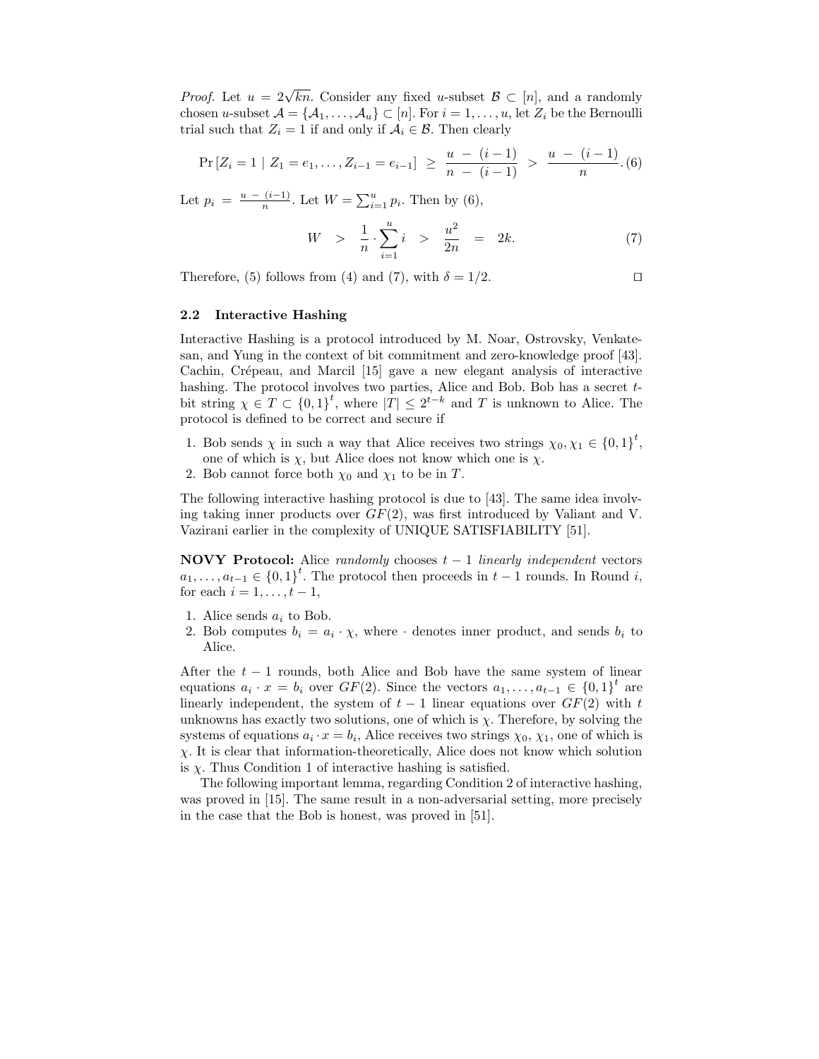*Proof.* Let $u = 2\sqrt{kn}$. Consider any fixed $u$-subset $\mathcal{B} \subset [n]$, and a randomly chosen $u$-subset $\mathcal{A} = \{\mathcal{A}_1, \ldots, \mathcal{A}_u\} \subset [n]$. For $i = 1, \ldots, u$, let $Z_i$ be the Bernoulli trial such that $Z_i = 1$ if and only if $\mathcal{A}_i \in \mathcal{B}$. Then clearly

$$\Pr\left[Z_i = 1 \mid Z_1 = e_1, \ldots, Z_{i-1} = e_{i-1}\right] \;\geq\; \frac{u \;-\; (i-1)}{n \;-\; (i-1)} \;>\; \frac{u \;-\; (i-1)}{n}. \quad (6)$$

Let $p_i = \frac{u \;-\; (i-1)}{n}$. Let $W = \sum_{i=1}^{u} p_i$. Then by (6),

$$W \;>\; \frac{1}{n} \cdot \sum_{i=1}^{u} i \;>\; \frac{u^2}{2n} \;=\; 2k. \quad (7)$$

Therefore, (5) follows from (4) and (7), with $\delta = 1/2$. ◻

### 2.2 Interactive Hashing

Interactive Hashing is a protocol introduced by M. Noar, Ostrovsky, Venkatesan, and Yung in the context of bit commitment and zero-knowledge proof [43]. Cachin, Crépeau, and Marcil [15] gave a new elegant analysis of interactive hashing. The protocol involves two parties, Alice and Bob. Bob has a secret $t$-bit string $\chi \in T \subset \{0,1\}^t$, where $|T| \leq 2^{t-k}$ and $T$ is unknown to Alice. The protocol is defined to be correct and secure if

1. Bob sends $\chi$ in such a way that Alice receives two strings $\chi_0, \chi_1 \in \{0,1\}^t$, one of which is $\chi$, but Alice does not know which one is $\chi$.
2. Bob cannot force both $\chi_0$ and $\chi_1$ to be in $T$.

The following interactive hashing protocol is due to [43]. The same idea involving taking inner products over $GF(2)$, was first introduced by Valiant and V. Vazirani earlier in the complexity of UNIQUE SATISFIABILITY [51].

**NOVY Protocol:** Alice *randomly* chooses $t-1$ *linearly independent* vectors $a_1, \ldots, a_{t-1} \in \{0,1\}^t$. The protocol then proceeds in $t-1$ rounds. In Round $i$, for each $i = 1, \ldots, t-1$,

1. Alice sends $a_i$ to Bob.
2. Bob computes $b_i = a_i \cdot \chi$, where $\cdot$ denotes inner product, and sends $b_i$ to Alice.

After the $t-1$ rounds, both Alice and Bob have the same system of linear equations $a_i \cdot x = b_i$ over $GF(2)$. Since the vectors $a_1, \ldots, a_{t-1} \in \{0,1\}^t$ are linearly independent, the system of $t-1$ linear equations over $GF(2)$ with $t$ unknowns has exactly two solutions, one of which is $\chi$. Therefore, by solving the systems of equations $a_i \cdot x = b_i$, Alice receives two strings $\chi_0$, $\chi_1$, one of which is $\chi$. It is clear that information-theoretically, Alice does not know which solution is $\chi$. Thus Condition 1 of interactive hashing is satisfied.

The following important lemma, regarding Condition 2 of interactive hashing, was proved in [15]. The same result in a non-adversarial setting, more precisely in the case that the Bob is honest, was proved in [51].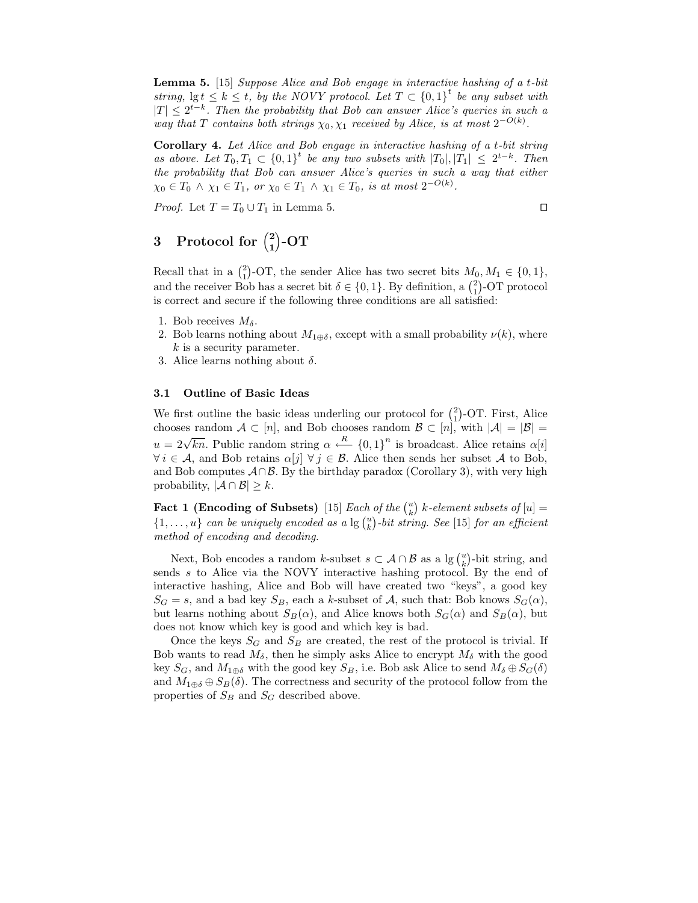**Lemma 5.** [15] *Suppose Alice and Bob engage in interactive hashing of a $t$-bit string, $\lg t \leq k \leq t$, by the NOVY protocol. Let $T \subset \{0,1\}^t$ be any subset with $|T| \leq 2^{t-k}$. Then the probability that Bob can answer Alice's queries in such a way that $T$ contains both strings $\chi_0, \chi_1$ received by Alice, is at most $2^{-O(k)}$.*

**Corollary 4.** *Let Alice and Bob engage in interactive hashing of a $t$-bit string as above. Let $T_0, T_1 \subset \{0,1\}^t$ be any two subsets with $|T_0|, |T_1| \leq 2^{t-k}$. Then the probability that Bob can answer Alice's queries in such a way that either $\chi_0 \in T_0 \wedge \chi_1 \in T_1$, or $\chi_0 \in T_1 \wedge \chi_1 \in T_0$, is at most $2^{-O(k)}$.*

*Proof.* Let $T = T_0 \cup T_1$ in Lemma 5. □

## 3 Protocol for $\binom{2}{1}$-OT

Recall that in a $\binom{2}{1}$-OT, the sender Alice has two secret bits $M_0, M_1 \in \{0,1\}$, and the receiver Bob has a secret bit $\delta \in \{0,1\}$. By definition, a $\binom{2}{1}$-OT protocol is correct and secure if the following three conditions are all satisfied:

1. Bob receives $M_\delta$.
2. Bob learns nothing about $M_{1 \oplus \delta}$, except with a small probability $\nu(k)$, where $k$ is a security parameter.
3. Alice learns nothing about $\delta$.

### 3.1 Outline of Basic Ideas

We first outline the basic ideas underling our protocol for $\binom{2}{1}$-OT. First, Alice chooses random $\mathcal{A} \subset [n]$, and Bob chooses random $\mathcal{B} \subset [n]$, with $|\mathcal{A}| = |\mathcal{B}| = u = 2\sqrt{kn}$. Public random string $\alpha \xleftarrow{R} \{0,1\}^n$ is broadcast. Alice retains $\alpha[i]$ $\forall\, i \in \mathcal{A}$, and Bob retains $\alpha[j]$ $\forall\, j \in \mathcal{B}$. Alice then sends her subset $\mathcal{A}$ to Bob, and Bob computes $\mathcal{A} \cap \mathcal{B}$. By the birthday paradox (Corollary 3), with very high probability, $|\mathcal{A} \cap \mathcal{B}| \geq k$.

**Fact 1 (Encoding of Subsets)** [15] *Each of the $\binom{u}{k}$ $k$-element subsets of $[u] = \{1, \ldots, u\}$ can be uniquely encoded as a $\lg \binom{u}{k}$-bit string. See* [15] *for an efficient method of encoding and decoding.*

Next, Bob encodes a random $k$-subset $s \subset \mathcal{A} \cap \mathcal{B}$ as a $\lg \binom{u}{k}$-bit string, and sends $s$ to Alice via the NOVY interactive hashing protocol. By the end of interactive hashing, Alice and Bob will have created two "keys", a good key $S_G = s$, and a bad key $S_B$, each a $k$-subset of $\mathcal{A}$, such that: Bob knows $S_G(\alpha)$, but learns nothing about $S_B(\alpha)$, and Alice knows both $S_G(\alpha)$ and $S_B(\alpha)$, but does not know which key is good and which key is bad.

Once the keys $S_G$ and $S_B$ are created, the rest of the protocol is trivial. If Bob wants to read $M_\delta$, then he simply asks Alice to encrypt $M_\delta$ with the good key $S_G$, and $M_{1\oplus\delta}$ with the good key $S_B$, i.e. Bob ask Alice to send $M_\delta \oplus S_G(\delta)$ and $M_{1\oplus\delta} \oplus S_B(\delta)$. The correctness and security of the protocol follow from the properties of $S_B$ and $S_G$ described above.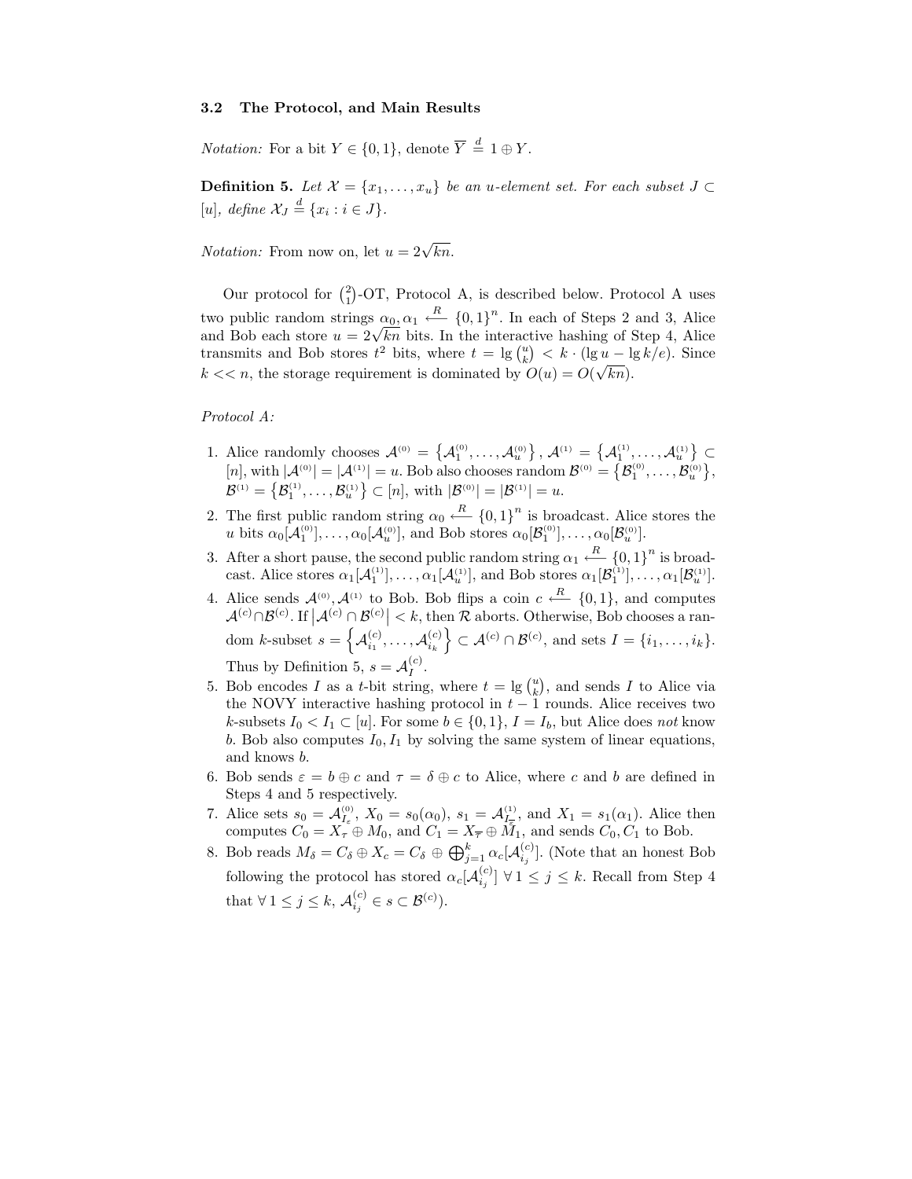### 3.2 The Protocol, and Main Results

*Notation:* For a bit $Y \in \{0,1\}$, denote $\overline{Y} \stackrel{d}{=} 1 \oplus Y$.

**Definition 5.** *Let $\mathcal{X} = \{x_1, \ldots, x_u\}$ be an $u$-element set. For each subset $J \subset [u]$, define $\mathcal{X}_J \stackrel{d}{=} \{x_i : i \in J\}$.*

*Notation:* From now on, let $u = 2\sqrt{kn}$.

Our protocol for $\binom{2}{1}$-OT, Protocol A, is described below. Protocol A uses two public random strings $\alpha_0, \alpha_1 \stackrel{R}{\longleftarrow} \{0,1\}^n$. In each of Steps 2 and 3, Alice and Bob each store $u = 2\sqrt{kn}$ bits. In the interactive hashing of Step 4, Alice transmits and Bob stores $t^2$ bits, where $t = \lg \binom{u}{k} < k \cdot (\lg u - \lg k/e)$. Since $k << n$, the storage requirement is dominated by $O(u) = O(\sqrt{kn})$.

*Protocol A:*

1. Alice randomly chooses $\mathcal{A}^{(0)} = \left\{\mathcal{A}^{(0)}_1, \ldots, \mathcal{A}^{(0)}_u\right\}$, $\mathcal{A}^{(1)} = \left\{\mathcal{A}^{(1)}_1, \ldots, \mathcal{A}^{(1)}_u\right\} \subset [n]$, with $|\mathcal{A}^{(0)}| = |\mathcal{A}^{(1)}| = u$. Bob also chooses random $\mathcal{B}^{(0)} = \left\{\mathcal{B}^{(0)}_1, \ldots, \mathcal{B}^{(0)}_u\right\}$, $\mathcal{B}^{(1)} = \left\{\mathcal{B}^{(1)}_1, \ldots, \mathcal{B}^{(1)}_u\right\} \subset [n]$, with $|\mathcal{B}^{(0)}| = |\mathcal{B}^{(1)}| = u$.
2. The first public random string $\alpha_0 \stackrel{R}{\longleftarrow} \{0,1\}^n$ is broadcast. Alice stores the $u$ bits $\alpha_0[\mathcal{A}^{(0)}_1], \ldots, \alpha_0[\mathcal{A}^{(0)}_u]$, and Bob stores $\alpha_0[\mathcal{B}^{(0)}_1], \ldots, \alpha_0[\mathcal{B}^{(0)}_u]$.
3. After a short pause, the second public random string $\alpha_1 \stackrel{R}{\longleftarrow} \{0,1\}^n$ is broadcast. Alice stores $\alpha_1[\mathcal{A}^{(1)}_1], \ldots, \alpha_1[\mathcal{A}^{(1)}_u]$, and Bob stores $\alpha_1[\mathcal{B}^{(1)}_1], \ldots, \alpha_1[\mathcal{B}^{(1)}_u]$.
4. Alice sends $\mathcal{A}^{(0)}, \mathcal{A}^{(1)}$ to Bob. Bob flips a coin $c \stackrel{R}{\longleftarrow} \{0,1\}$, and computes $\mathcal{A}^{(c)} \cap \mathcal{B}^{(c)}$. If $\left|\mathcal{A}^{(c)} \cap \mathcal{B}^{(c)}\right| < k$, then $\mathcal{R}$ aborts. Otherwise, Bob chooses a random $k$-subset $s = \left\{\mathcal{A}^{(c)}_{i_1}, \ldots, \mathcal{A}^{(c)}_{i_k}\right\} \subset \mathcal{A}^{(c)} \cap \mathcal{B}^{(c)}$, and sets $I = \{i_1, \ldots, i_k\}$. Thus by Definition 5, $s = \mathcal{A}^{(c)}_I$.
5. Bob encodes $I$ as a $t$-bit string, where $t = \lg \binom{u}{k}$, and sends $I$ to Alice via the NOVY interactive hashing protocol in $t-1$ rounds. Alice receives two $k$-subsets $I_0 < I_1 \subset [u]$. For some $b \in \{0,1\}$, $I = I_b$, but Alice does *not* know $b$. Bob also computes $I_0, I_1$ by solving the same system of linear equations, and knows $b$.
6. Bob sends $\varepsilon = b \oplus c$ and $\tau = \delta \oplus c$ to Alice, where $c$ and $b$ are defined in Steps 4 and 5 respectively.
7. Alice sets $s_0 = \mathcal{A}^{(0)}_{I_\varepsilon}$, $X_0 = s_0(\alpha_0)$, $s_1 = \mathcal{A}^{(1)}_{I_{\overline{\varepsilon}}}$, and $X_1 = s_1(\alpha_1)$. Alice then computes $C_0 = X_\tau \oplus M_0$, and $C_1 = X_{\overline{\tau}} \oplus M_1$, and sends $C_0, C_1$ to Bob.
8. Bob reads $M_\delta = C_\delta \oplus X_c = C_\delta \oplus \bigoplus_{j=1}^{k} \alpha_c[\mathcal{A}^{(c)}_{i_j}]$. (Note that an honest Bob following the protocol has stored $\alpha_c[\mathcal{A}^{(c)}_{i_j}]\ \forall\, 1 \le j \le k$. Recall from Step 4 that $\forall\, 1 \le j \le k$, $\mathcal{A}^{(c)}_{i_j} \in s \subset \mathcal{B}^{(c)}$).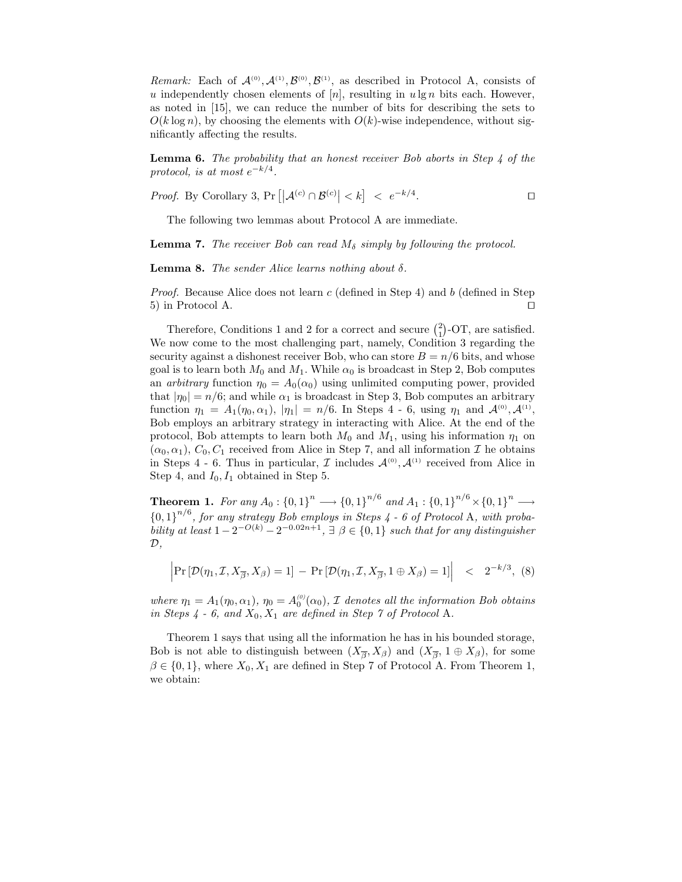*Remark:* Each of $\mathcal{A}^{(0)}, \mathcal{A}^{(1)}, \mathcal{B}^{(0)}, \mathcal{B}^{(1)}$, as described in Protocol A, consists of $u$ independently chosen elements of $[n]$, resulting in $u \lg n$ bits each. However, as noted in [15], we can reduce the number of bits for describing the sets to $O(k \log n)$, by choosing the elements with $O(k)$-wise independence, without significantly affecting the results.

**Lemma 6.** *The probability that an honest receiver Bob aborts in Step 4 of the protocol, is at most $e^{-k/4}$.*

*Proof.* By Corollary 3, $\Pr\left[\left|\mathcal{A}^{(c)} \cap \mathcal{B}^{(c)}\right| < k\right] \; < \; e^{-k/4}$. □

The following two lemmas about Protocol A are immediate.

**Lemma 7.** *The receiver Bob can read $M_\delta$ simply by following the protocol.*

**Lemma 8.** *The sender Alice learns nothing about $\delta$.*

*Proof.* Because Alice does not learn $c$ (defined in Step 4) and $b$ (defined in Step 5) in Protocol A. □

Therefore, Conditions 1 and 2 for a correct and secure $\binom{2}{1}$-OT, are satisfied. We now come to the most challenging part, namely, Condition 3 regarding the security against a dishonest receiver Bob, who can store $B = n/6$ bits, and whose goal is to learn both $M_0$ and $M_1$. While $\alpha_0$ is broadcast in Step 2, Bob computes an *arbitrary* function $\eta_0 = A_0(\alpha_0)$ using unlimited computing power, provided that $|\eta_0| = n/6$; and while $\alpha_1$ is broadcast in Step 3, Bob computes an arbitrary function $\eta_1 = A_1(\eta_0, \alpha_1)$, $|\eta_1| = n/6$. In Steps 4 - 6, using $\eta_1$ and $\mathcal{A}^{(0)}, \mathcal{A}^{(1)}$, Bob employs an arbitrary strategy in interacting with Alice. At the end of the protocol, Bob attempts to learn both $M_0$ and $M_1$, using his information $\eta_1$ on $(\alpha_0, \alpha_1)$, $C_0, C_1$ received from Alice in Step 7, and all information $\mathcal{I}$ he obtains in Steps 4 - 6. Thus in particular, $\mathcal{I}$ includes $\mathcal{A}^{(0)}, \mathcal{A}^{(1)}$ received from Alice in Step 4, and $I_0, I_1$ obtained in Step 5.

**Theorem 1.** *For any $A_0 : \{0,1\}^n \longrightarrow \{0,1\}^{n/6}$ and $A_1 : \{0,1\}^{n/6} \times \{0,1\}^n \longrightarrow \{0,1\}^{n/6}$, for any strategy Bob employs in Steps 4 - 6 of Protocol* A*, with probability at least $1 - 2^{-O(k)} - 2^{-0.02n+1}$, $\exists\, \beta \in \{0,1\}$ such that for any distinguisher $\mathcal{D}$,*

$$\left|\Pr\left[\mathcal{D}(\eta_1, \mathcal{I}, X_{\overline{\beta}}, X_\beta) = 1\right] \,-\, \Pr\left[\mathcal{D}(\eta_1, \mathcal{I}, X_{\overline{\beta}}, 1 \oplus X_\beta) = 1\right]\right| \quad < \quad 2^{-k/3}, \quad (8)$$

*where $\eta_1 = A_1(\eta_0, \alpha_1)$, $\eta_0 = A_0^{(0)}(\alpha_0)$, $\mathcal{I}$ denotes all the information Bob obtains in Steps 4 - 6, and $X_0, X_1$ are defined in Step 7 of Protocol* A.

Theorem 1 says that using all the information he has in his bounded storage, Bob is not able to distinguish between $(X_{\overline{\beta}}, X_\beta)$ and $(X_{\overline{\beta}}, 1 \oplus X_\beta)$, for some $\beta \in \{0,1\}$, where $X_0, X_1$ are defined in Step 7 of Protocol A. From Theorem 1, we obtain: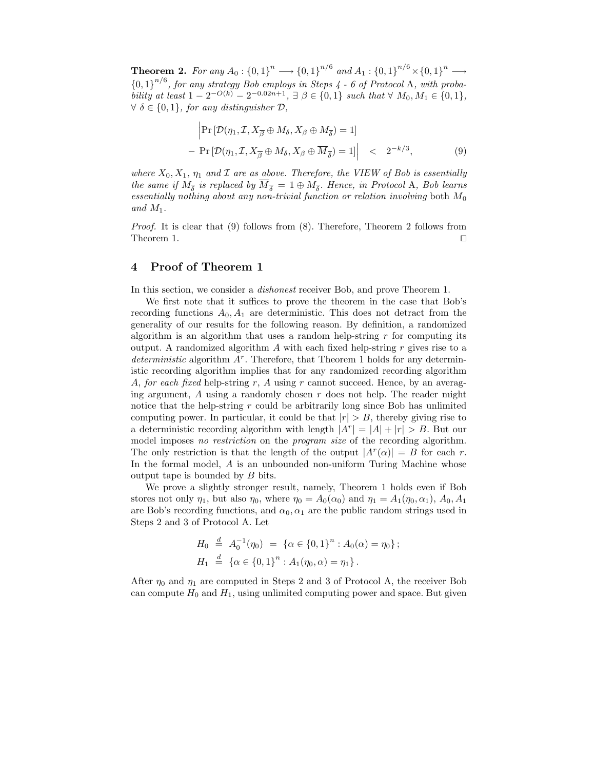**Theorem 2.** *For any $A_0 : \{0,1\}^n \longrightarrow \{0,1\}^{n/6}$ and $A_1 : \{0,1\}^{n/6} \times \{0,1\}^n \longrightarrow \{0,1\}^{n/6}$, for any strategy Bob employs in Steps 4 - 6 of Protocol* A*, with probability at least $1 - 2^{-O(k)} - 2^{-0.02n+1}$, $\exists\ \beta \in \{0,1\}$ such that $\forall\ M_0, M_1 \in \{0,1\}$, $\forall\ \delta \in \{0,1\}$, for any distinguisher $\mathcal{D}$,*

$$\begin{aligned} &\Big| \Pr\left[\mathcal{D}(\eta_1, \mathcal{I}, X_{\overline{\beta}} \oplus M_\delta, X_\beta \oplus M_{\overline{\delta}}) = 1\right] \\ &- \Pr\left[\mathcal{D}(\eta_1, \mathcal{I}, X_{\overline{\beta}} \oplus M_\delta, X_\beta \oplus \overline{M}_{\overline{\delta}}) = 1\right]\Big| \quad < \quad 2^{-k/3}, \end{aligned} \tag{9}$$

*where $X_0, X_1$, $\eta_1$ and $\mathcal{I}$ are as above. Therefore, the VIEW of Bob is essentially the same if $M_{\overline{\delta}}$ is replaced by $\overline{M}_{\overline{\delta}} = 1 \oplus M_{\overline{\delta}}$. Hence, in Protocol* A*, Bob learns essentially nothing about any non-trivial function or relation involving* both *$M_0$ and $M_1$.*

*Proof.* It is clear that (9) follows from (8). Therefore, Theorem 2 follows from Theorem 1. □

## 4 Proof of Theorem 1

In this section, we consider a *dishonest* receiver Bob, and prove Theorem 1.

We first note that it suffices to prove the theorem in the case that Bob's recording functions $A_0, A_1$ are deterministic. This does not detract from the generality of our results for the following reason. By definition, a randomized algorithm is an algorithm that uses a random help-string $r$ for computing its output. A randomized algorithm $A$ with each fixed help-string $r$ gives rise to a *deterministic* algorithm $A^r$. Therefore, that Theorem 1 holds for any deterministic recording algorithm implies that for any randomized recording algorithm $A$, *for each fixed* help-string $r$, $A$ using $r$ cannot succeed. Hence, by an averaging argument, $A$ using a randomly chosen $r$ does not help. The reader might notice that the help-string $r$ could be arbitrarily long since Bob has unlimited computing power. In particular, it could be that $|r| > B$, thereby giving rise to a deterministic recording algorithm with length $|A^r| = |A| + |r| > B$. But our model imposes *no restriction* on the *program size* of the recording algorithm. The only restriction is that the length of the output $|A^r(\alpha)| = B$ for each $r$. In the formal model, $A$ is an unbounded non-uniform Turing Machine whose output tape is bounded by $B$ bits.

We prove a slightly stronger result, namely, Theorem 1 holds even if Bob stores not only $\eta_1$, but also $\eta_0$, where $\eta_0 = A_0(\alpha_0)$ and $\eta_1 = A_1(\eta_0, \alpha_1)$, $A_0, A_1$ are Bob's recording functions, and $\alpha_0, \alpha_1$ are the public random strings used in Steps 2 and 3 of Protocol A. Let

$$\begin{aligned} H_0 &\stackrel{d}{=} A_0^{-1}(\eta_0) \ = \ \{\alpha \in \{0,1\}^n : A_0(\alpha) = \eta_0\}\,; \\ H_1 &\stackrel{d}{=} \{\alpha \in \{0,1\}^n : A_1(\eta_0, \alpha) = \eta_1\}\,. \end{aligned}$$

After $\eta_0$ and $\eta_1$ are computed in Steps 2 and 3 of Protocol A, the receiver Bob can compute $H_0$ and $H_1$, using unlimited computing power and space. But given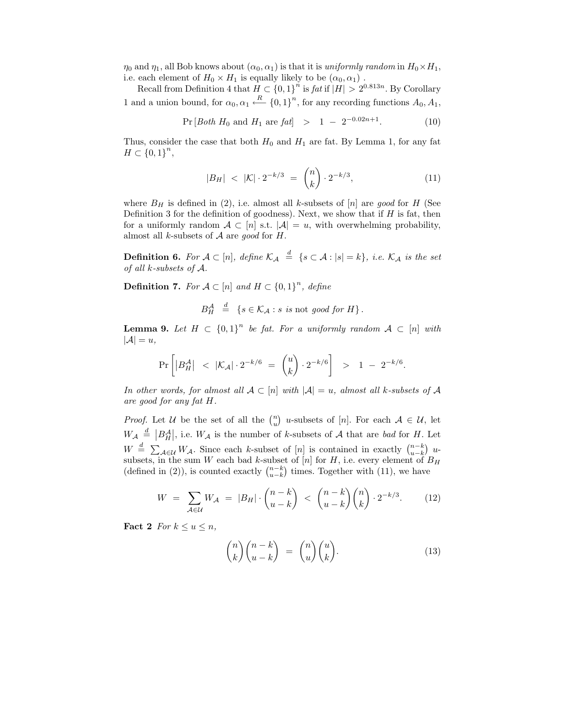$\eta_0$ and $\eta_1$, all Bob knows about $(\alpha_0, \alpha_1)$ is that it is *uniformly random* in $H_0 \times H_1$, i.e. each element of $H_0 \times H_1$ is equally likely to be $(\alpha_0, \alpha_1)$ .

Recall from Definition 4 that $H \subset \{0,1\}^n$ is *fat* if $|H| > 2^{0.813n}$. By Corollary 1 and a union bound, for $\alpha_0, \alpha_1 \xleftarrow{R} \{0,1\}^n$, for any recording functions $A_0, A_1$,

$$\Pr\left[\textit{Both } H_0 \text{ and } H_1 \text{ are } \textit{fat}\right] \;>\; 1 \;-\; 2^{-0.02n+1}. \tag{10}$$

Thus, consider the case that both $H_0$ and $H_1$ are fat. By Lemma 1, for any fat $H \subset \{0,1\}^n$,

$$|B_H| \;<\; |\mathcal{K}| \cdot 2^{-k/3} \;=\; \binom{n}{k} \cdot 2^{-k/3}, \tag{11}$$

where $B_H$ is defined in (2), i.e. almost all $k$-subsets of $[n]$ are *good* for $H$ (See Definition 3 for the definition of goodness). Next, we show that if $H$ is fat, then for a uniformly random $\mathcal{A} \subset [n]$ s.t. $|\mathcal{A}| = u$, with overwhelming probability, almost all $k$-subsets of $\mathcal{A}$ are *good* for $H$.

**Definition 6.** *For $\mathcal{A} \subset [n]$, define $\mathcal{K}_{\mathcal{A}} \stackrel{d}{=} \{s \subset \mathcal{A} : |s| = k\}$, i.e. $\mathcal{K}_{\mathcal{A}}$ is the set of all $k$-subsets of $\mathcal{A}$.*

**Definition 7.** *For $\mathcal{A} \subset [n]$ and $H \subset \{0,1\}^n$, define*

$$B_H^{\mathcal{A}} \;\stackrel{d}{=}\; \{s \in \mathcal{K}_{\mathcal{A}} : s \text{ is } \text{not } \textit{good for } H\}.$$

**Lemma 9.** *Let $H \subset \{0,1\}^n$ be fat. For a uniformly random $\mathcal{A} \subset [n]$ with $|\mathcal{A}| = u$,*

$$\Pr\left[\left|B_H^{\mathcal{A}}\right| \;<\; |\mathcal{K}_{\mathcal{A}}| \cdot 2^{-k/6} \;=\; \binom{u}{k} \cdot 2^{-k/6}\right] \;>\; 1 \;-\; 2^{-k/6}.$$

*In other words, for almost all $\mathcal{A} \subset [n]$ with $|\mathcal{A}| = u$, almost all $k$-subsets of $\mathcal{A}$ are good for any fat $H$.*

*Proof.* Let $\mathcal{U}$ be the set of all the $\binom{n}{u}$ $u$-subsets of $[n]$. For each $\mathcal{A} \in \mathcal{U}$, let $W_{\mathcal{A}} \stackrel{d}{=} \left|B_H^{\mathcal{A}}\right|$, i.e. $W_{\mathcal{A}}$ is the number of $k$-subsets of $\mathcal{A}$ that are *bad* for $H$. Let $W \stackrel{d}{=} \sum_{\mathcal{A} \in \mathcal{U}} W_{\mathcal{A}}$. Since each $k$-subset of $[n]$ is contained in exactly $\binom{n-k}{u-k}$ $u$-subsets, in the sum $W$ each bad $k$-subset of $[n]$ for $H$, i.e. every element of $B_H$ (defined in (2)), is counted exactly $\binom{n-k}{u-k}$ times. Together with (11), we have

$$W \;=\; \sum_{\mathcal{A} \in \mathcal{U}} W_{\mathcal{A}} \;=\; |B_H| \cdot \binom{n-k}{u-k} \;<\; \binom{n-k}{u-k}\binom{n}{k} \cdot 2^{-k/3}. \tag{12}$$

**Fact 2** *For $k \le u \le n$,*

$$\binom{n}{k}\binom{n-k}{u-k} \;=\; \binom{n}{u}\binom{u}{k}. \tag{13}$$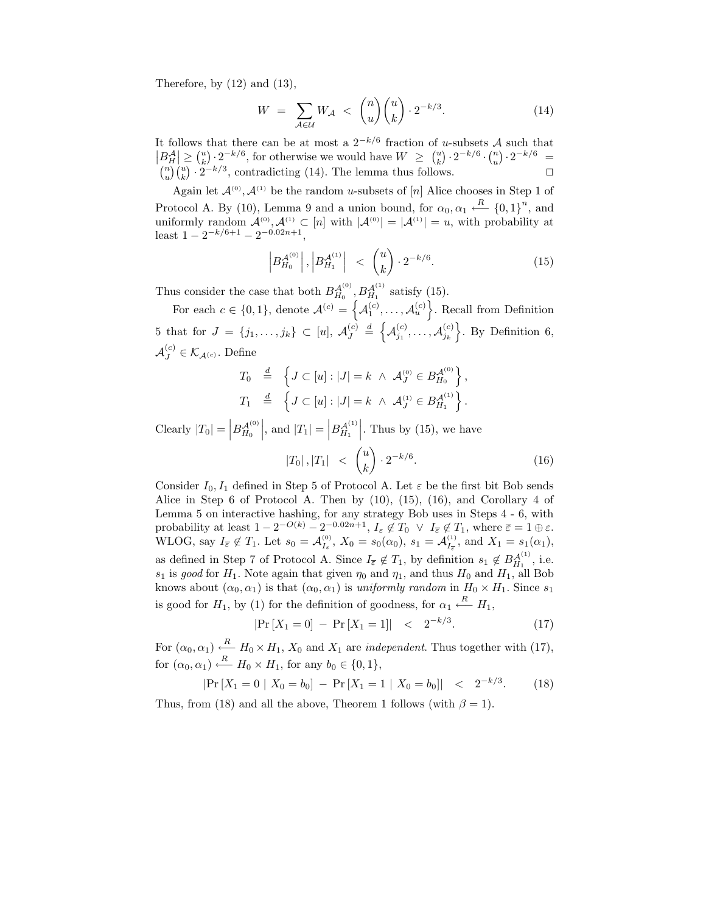Therefore, by (12) and (13),

$$W \;=\; \sum_{\mathcal{A}\in\mathcal{U}} W_{\mathcal{A}} \;<\; \binom{n}{u}\binom{u}{k}\cdot 2^{-k/3}. \tag{14}$$

It follows that there can be at most a $2^{-k/6}$ fraction of $u$-subsets $\mathcal{A}$ such that $\left|B_H^{\mathcal{A}}\right| \geq \binom{u}{k}\cdot 2^{-k/6}$, for otherwise we would have $W \;\geq\; \binom{u}{k}\cdot 2^{-k/6}\cdot\binom{n}{u}\cdot 2^{-k/6} \;=\; \binom{n}{u}\binom{u}{k}\cdot 2^{-k/3}$, contradicting (14). The lemma thus follows. □

Again let $\mathcal{A}^{(0)}, \mathcal{A}^{(1)}$ be the random $u$-subsets of $[n]$ Alice chooses in Step 1 of Protocol A. By (10), Lemma 9 and a union bound, for $\alpha_0, \alpha_1 \xleftarrow{R} \{0,1\}^n$, and uniformly random $\mathcal{A}^{(0)}, \mathcal{A}^{(1)} \subset [n]$ with $|\mathcal{A}^{(0)}| = |\mathcal{A}^{(1)}| = u$, with probability at least $1 - 2^{-k/6+1} - 2^{-0.02n+1}$,

$$\left|B_{H_0}^{\mathcal{A}^{(0)}}\right|, \left|B_{H_1}^{\mathcal{A}^{(1)}}\right| \;<\; \binom{u}{k}\cdot 2^{-k/6}. \tag{15}$$

Thus consider the case that both $B_{H_0}^{\mathcal{A}^{(0)}}, B_{H_1}^{\mathcal{A}^{(1)}}$ satisfy (15).

For each $c \in \{0,1\}$, denote $\mathcal{A}^{(c)} = \left\{\mathcal{A}_1^{(c)}, \ldots, \mathcal{A}_u^{(c)}\right\}$. Recall from Definition 5 that for $J = \{j_1, \ldots, j_k\} \subset [u]$, $\mathcal{A}_J^{(c)} \overset{d}{=} \left\{\mathcal{A}_{j_1}^{(c)}, \ldots, \mathcal{A}_{j_k}^{(c)}\right\}$. By Definition 6, $\mathcal{A}_J^{(c)} \in \mathcal{K}_{\mathcal{A}^{(c)}}$. Define

$$T_0 \;\overset{d}{=}\; \left\{J \subset [u] : |J| = k \;\wedge\; \mathcal{A}_J^{(0)} \in B_{H_0}^{\mathcal{A}^{(0)}}\right\},$$
$$T_1 \;\overset{d}{=}\; \left\{J \subset [u] : |J| = k \;\wedge\; \mathcal{A}_J^{(1)} \in B_{H_1}^{\mathcal{A}^{(1)}}\right\}.$$

Clearly $|T_0| = \left|B_{H_0}^{\mathcal{A}^{(0)}}\right|$, and $|T_1| = \left|B_{H_1}^{\mathcal{A}^{(1)}}\right|$. Thus by (15), we have

$$|T_0|, |T_1| \;<\; \binom{u}{k}\cdot 2^{-k/6}. \tag{16}$$

Consider $I_0, I_1$ defined in Step 5 of Protocol A. Let $\varepsilon$ be the first bit Bob sends Alice in Step 6 of Protocol A. Then by (10), (15), (16), and Corollary 4 of Lemma 5 on interactive hashing, for any strategy Bob uses in Steps 4 - 6, with probability at least $1 - 2^{-O(k)} - 2^{-0.02n+1}$, $I_\varepsilon \notin T_0 \;\vee\; I_{\overline{\varepsilon}} \notin T_1$, where $\overline{\varepsilon} = 1 \oplus \varepsilon$. WLOG, say $I_{\overline{\varepsilon}} \notin T_1$. Let $s_0 = \mathcal{A}_{I_\varepsilon}^{(0)}$, $X_0 = s_0(\alpha_0)$, $s_1 = \mathcal{A}_{I_{\overline{\varepsilon}}}^{(1)}$, and $X_1 = s_1(\alpha_1)$, as defined in Step 7 of Protocol A. Since $I_{\overline{\varepsilon}} \notin T_1$, by definition $s_1 \notin B_{H_1}^{\mathcal{A}^{(1)}}$, i.e. $s_1$ is *good* for $H_1$. Note again that given $\eta_0$ and $\eta_1$, and thus $H_0$ and $H_1$, all Bob knows about $(\alpha_0, \alpha_1)$ is that $(\alpha_0, \alpha_1)$ is *uniformly random* in $H_0 \times H_1$. Since $s_1$ is good for $H_1$, by (1) for the definition of goodness, for $\alpha_1 \xleftarrow{R} H_1$,

$$\left|\Pr[X_1 = 0] \;-\; \Pr[X_1 = 1]\right| \;<\; 2^{-k/3}. \tag{17}$$

For $(\alpha_0, \alpha_1) \xleftarrow{R} H_0 \times H_1$, $X_0$ and $X_1$ are *independent*. Thus together with (17), for $(\alpha_0, \alpha_1) \xleftarrow{R} H_0 \times H_1$, for any $b_0 \in \{0,1\}$,

$$\left|\Pr[X_1 = 0 \mid X_0 = b_0] \;-\; \Pr[X_1 = 1 \mid X_0 = b_0]\right| \;<\; 2^{-k/3}. \tag{18}$$

Thus, from (18) and all the above, Theorem 1 follows (with $\beta = 1$).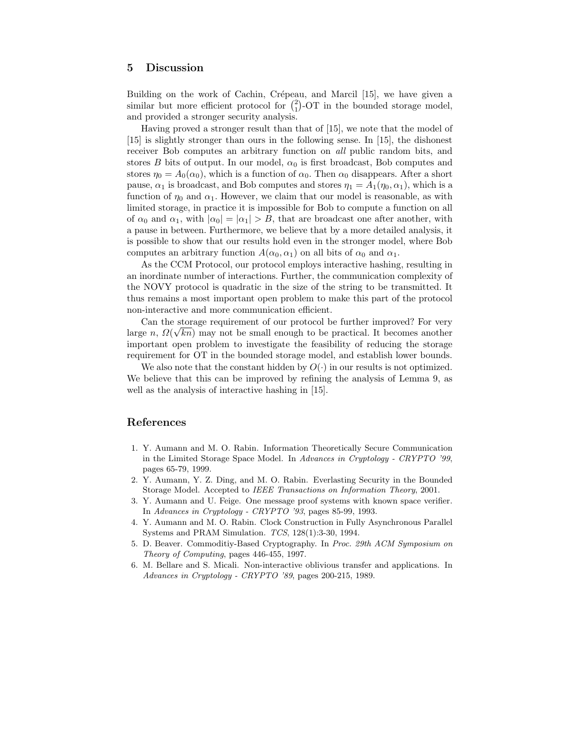## 5 Discussion

Building on the work of Cachin, Crépeau, and Marcil [15], we have given a similar but more efficient protocol for $\binom{2}{1}$-OT in the bounded storage model, and provided a stronger security analysis.

Having proved a stronger result than that of [15], we note that the model of [15] is slightly stronger than ours in the following sense. In [15], the dishonest receiver Bob computes an arbitrary function on *all* public random bits, and stores $B$ bits of output. In our model, $\alpha_0$ is first broadcast, Bob computes and stores $\eta_0 = A_0(\alpha_0)$, which is a function of $\alpha_0$. Then $\alpha_0$ disappears. After a short pause, $\alpha_1$ is broadcast, and Bob computes and stores $\eta_1 = A_1(\eta_0, \alpha_1)$, which is a function of $\eta_0$ and $\alpha_1$. However, we claim that our model is reasonable, as with limited storage, in practice it is impossible for Bob to compute a function on all of $\alpha_0$ and $\alpha_1$, with $|\alpha_0| = |\alpha_1| > B$, that are broadcast one after another, with a pause in between. Furthermore, we believe that by a more detailed analysis, it is possible to show that our results hold even in the stronger model, where Bob computes an arbitrary function $A(\alpha_0, \alpha_1)$ on all bits of $\alpha_0$ and $\alpha_1$.

As the CCM Protocol, our protocol employs interactive hashing, resulting in an inordinate number of interactions. Further, the communication complexity of the NOVY protocol is quadratic in the size of the string to be transmitted. It thus remains a most important open problem to make this part of the protocol non-interactive and more communication efficient.

Can the storage requirement of our protocol be further improved? For very large $n$, $\Omega(\sqrt{kn})$ may not be small enough to be practical. It becomes another important open problem to investigate the feasibility of reducing the storage requirement for OT in the bounded storage model, and establish lower bounds.

We also note that the constant hidden by $O(\cdot)$ in our results is not optimized. We believe that this can be improved by refining the analysis of Lemma 9, as well as the analysis of interactive hashing in [15].

## References

1. Y. Aumann and M. O. Rabin. Information Theoretically Secure Communication in the Limited Storage Space Model. In *Advances in Cryptology - CRYPTO '99*, pages 65-79, 1999.
2. Y. Aumann, Y. Z. Ding, and M. O. Rabin. Everlasting Security in the Bounded Storage Model. Accepted to *IEEE Transactions on Information Theory*, 2001.
3. Y. Aumann and U. Feige. One message proof systems with known space verifier. In *Advances in Cryptology - CRYPTO '93*, pages 85-99, 1993.
4. Y. Aumann and M. O. Rabin. Clock Construction in Fully Asynchronous Parallel Systems and PRAM Simulation. *TCS*, 128(1):3-30, 1994.
5. D. Beaver. Commoditiy-Based Cryptography. In *Proc. 29th ACM Symposium on Theory of Computing*, pages 446-455, 1997.
6. M. Bellare and S. Micali. Non-interactive oblivious transfer and applications. In *Advances in Cryptology - CRYPTO '89*, pages 200-215, 1989.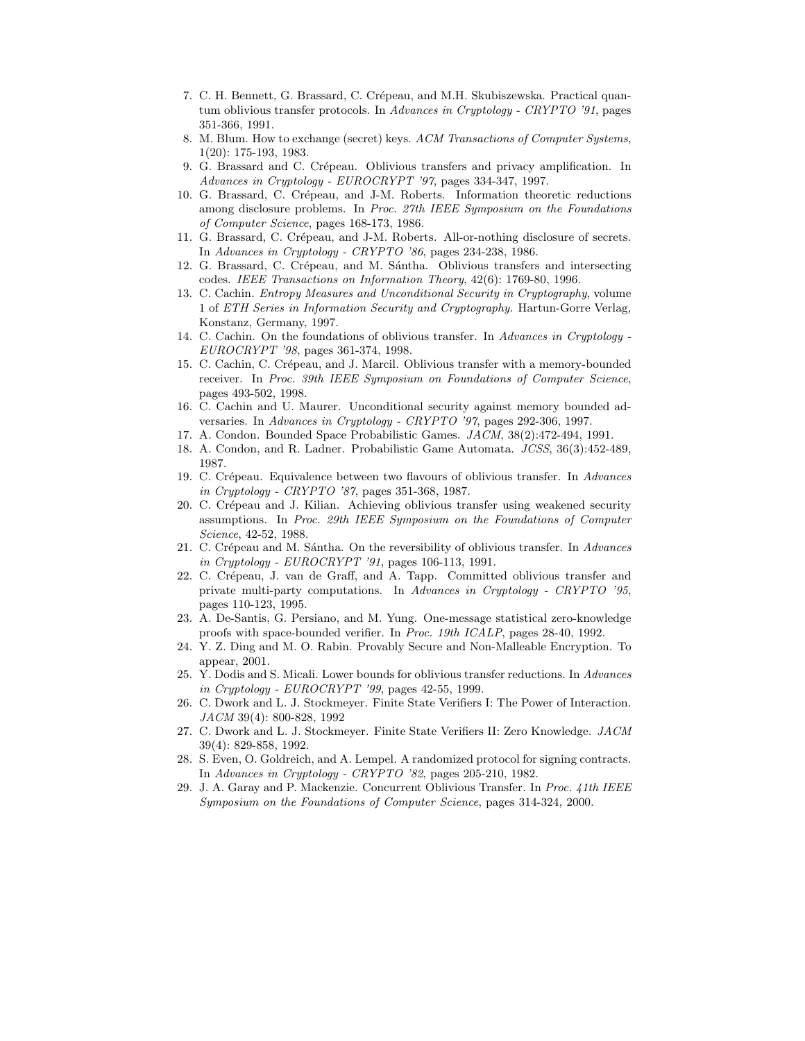7. C. H. Bennett, G. Brassard, C. Crépeau, and M.H. Skubiszewska. Practical quantum oblivious transfer protocols. In *Advances in Cryptology - CRYPTO '91*, pages 351-366, 1991.
8. M. Blum. How to exchange (secret) keys. *ACM Transactions of Computer Systems*, 1(20): 175-193, 1983.
9. G. Brassard and C. Crépeau. Oblivious transfers and privacy amplification. In *Advances in Cryptology - EUROCRYPT '97*, pages 334-347, 1997.
10. G. Brassard, C. Crépeau, and J-M. Roberts. Information theoretic reductions among disclosure problems. In *Proc. 27th IEEE Symposium on the Foundations of Computer Science*, pages 168-173, 1986.
11. G. Brassard, C. Crépeau, and J-M. Roberts. All-or-nothing disclosure of secrets. In *Advances in Cryptology - CRYPTO '86*, pages 234-238, 1986.
12. G. Brassard, C. Crépeau, and M. Sántha. Oblivious transfers and intersecting codes. *IEEE Transactions on Information Theory*, 42(6): 1769-80, 1996.
13. C. Cachin. *Entropy Measures and Unconditional Security in Cryptography*, volume 1 of *ETH Series in Information Security and Cryptography*. Hartun-Gorre Verlag, Konstanz, Germany, 1997.
14. C. Cachin. On the foundations of oblivious transfer. In *Advances in Cryptology - EUROCRYPT '98*, pages 361-374, 1998.
15. C. Cachin, C. Crépeau, and J. Marcil. Oblivious transfer with a memory-bounded receiver. In *Proc. 39th IEEE Symposium on Foundations of Computer Science*, pages 493-502, 1998.
16. C. Cachin and U. Maurer. Unconditional security against memory bounded adversaries. In *Advances in Cryptology - CRYPTO '97*, pages 292-306, 1997.
17. A. Condon. Bounded Space Probabilistic Games. *JACM*, 38(2):472-494, 1991.
18. A. Condon, and R. Ladner. Probabilistic Game Automata. *JCSS*, 36(3):452-489, 1987.
19. C. Crépeau. Equivalence between two flavours of oblivious transfer. In *Advances in Cryptology - CRYPTO '87*, pages 351-368, 1987.
20. C. Crépeau and J. Kilian. Achieving oblivious transfer using weakened security assumptions. In *Proc. 29th IEEE Symposium on the Foundations of Computer Science*, 42-52, 1988.
21. C. Crépeau and M. Sántha. On the reversibility of oblivious transfer. In *Advances in Cryptology - EUROCRYPT '91*, pages 106-113, 1991.
22. C. Crépeau, J. van de Graff, and A. Tapp. Committed oblivious transfer and private multi-party computations. In *Advances in Cryptology - CRYPTO '95*, pages 110-123, 1995.
23. A. De-Santis, G. Persiano, and M. Yung. One-message statistical zero-knowledge proofs with space-bounded verifier. In *Proc. 19th ICALP*, pages 28-40, 1992.
24. Y. Z. Ding and M. O. Rabin. Provably Secure and Non-Malleable Encryption. To appear, 2001.
25. Y. Dodis and S. Micali. Lower bounds for oblivious transfer reductions. In *Advances in Cryptology - EUROCRYPT '99*, pages 42-55, 1999.
26. C. Dwork and L. J. Stockmeyer. Finite State Verifiers I: The Power of Interaction. *JACM* 39(4): 800-828, 1992
27. C. Dwork and L. J. Stockmeyer. Finite State Verifiers II: Zero Knowledge. *JACM* 39(4): 829-858, 1992.
28. S. Even, O. Goldreich, and A. Lempel. A randomized protocol for signing contracts. In *Advances in Cryptology - CRYPTO '82*, pages 205-210, 1982.
29. J. A. Garay and P. Mackenzie. Concurrent Oblivious Transfer. In *Proc. 41th IEEE Symposium on the Foundations of Computer Science*, pages 314-324, 2000.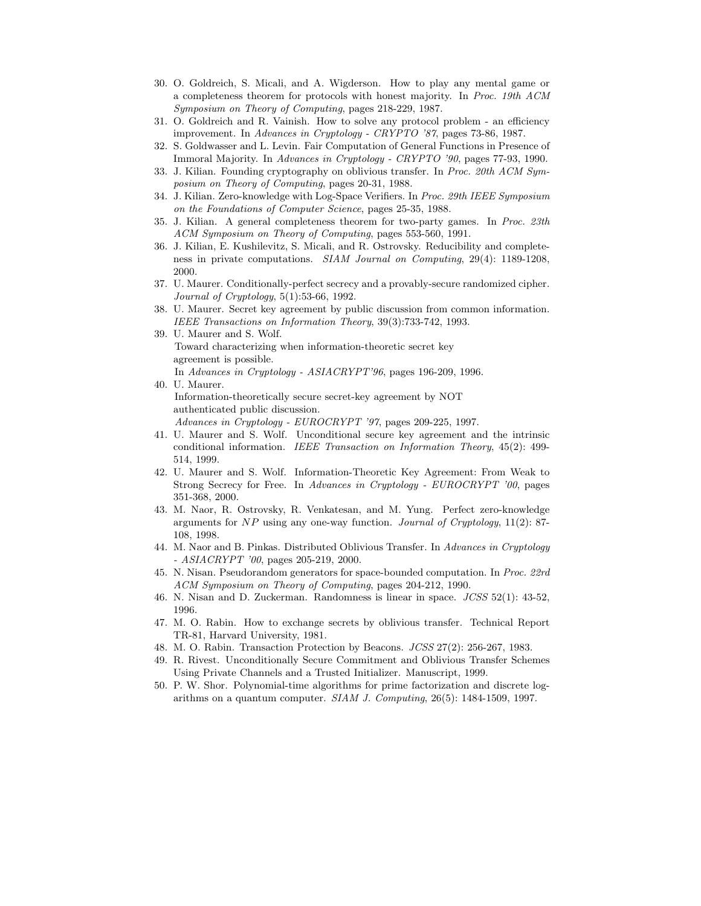30. O. Goldreich, S. Micali, and A. Wigderson. How to play any mental game or a completeness theorem for protocols with honest majority. In *Proc. 19th ACM Symposium on Theory of Computing*, pages 218-229, 1987.
31. O. Goldreich and R. Vainish. How to solve any protocol problem - an efficiency improvement. In *Advances in Cryptology - CRYPTO '87*, pages 73-86, 1987.
32. S. Goldwasser and L. Levin. Fair Computation of General Functions in Presence of Immoral Majority. In *Advances in Cryptology - CRYPTO '90*, pages 77-93, 1990.
33. J. Kilian. Founding cryptography on oblivious transfer. In *Proc. 20th ACM Symposium on Theory of Computing*, pages 20-31, 1988.
34. J. Kilian. Zero-knowledge with Log-Space Verifiers. In *Proc. 29th IEEE Symposium on the Foundations of Computer Science*, pages 25-35, 1988.
35. J. Kilian. A general completeness theorem for two-party games. In *Proc. 23th ACM Symposium on Theory of Computing*, pages 553-560, 1991.
36. J. Kilian, E. Kushilevitz, S. Micali, and R. Ostrovsky. Reducibility and completeness in private computations. *SIAM Journal on Computing*, 29(4): 1189-1208, 2000.
37. U. Maurer. Conditionally-perfect secrecy and a provably-secure randomized cipher. *Journal of Cryptology*, 5(1):53-66, 1992.
38. U. Maurer. Secret key agreement by public discussion from common information. *IEEE Transactions on Information Theory*, 39(3):733-742, 1993.
39. U. Maurer and S. Wolf. Toward characterizing when information-theoretic secret key agreement is possible. In *Advances in Cryptology - ASIACRYPT'96*, pages 196-209, 1996.
40. U. Maurer. Information-theoretically secure secret-key agreement by NOT authenticated public discussion. *Advances in Cryptology - EUROCRYPT '97*, pages 209-225, 1997.
41. U. Maurer and S. Wolf. Unconditional secure key agreement and the intrinsic conditional information. *IEEE Transaction on Information Theory*, 45(2): 499-514, 1999.
42. U. Maurer and S. Wolf. Information-Theoretic Key Agreement: From Weak to Strong Secrecy for Free. In *Advances in Cryptology - EUROCRYPT '00*, pages 351-368, 2000.
43. M. Naor, R. Ostrovsky, R. Venkatesan, and M. Yung. Perfect zero-knowledge arguments for $NP$ using any one-way function. *Journal of Cryptology*, 11(2): 87-108, 1998.
44. M. Naor and B. Pinkas. Distributed Oblivious Transfer. In *Advances in Cryptology - ASIACRYPT '00*, pages 205-219, 2000.
45. N. Nisan. Pseudorandom generators for space-bounded computation. In *Proc. 22rd ACM Symposium on Theory of Computing*, pages 204-212, 1990.
46. N. Nisan and D. Zuckerman. Randomness is linear in space. *JCSS* 52(1): 43-52, 1996.
47. M. O. Rabin. How to exchange secrets by oblivious transfer. Technical Report TR-81, Harvard University, 1981.
48. M. O. Rabin. Transaction Protection by Beacons. *JCSS* 27(2): 256-267, 1983.
49. R. Rivest. Unconditionally Secure Commitment and Oblivious Transfer Schemes Using Private Channels and a Trusted Initializer. Manuscript, 1999.
50. P. W. Shor. Polynomial-time algorithms for prime factorization and discrete logarithms on a quantum computer. *SIAM J. Computing*, 26(5): 1484-1509, 1997.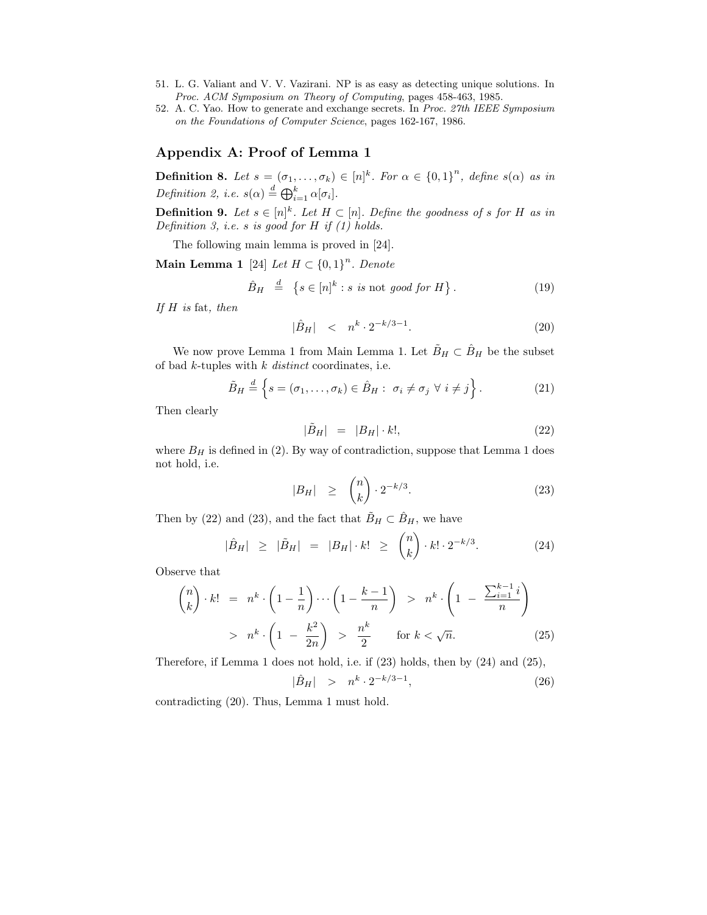51. L. G. Valiant and V. V. Vazirani. NP is as easy as detecting unique solutions. In *Proc. ACM Symposium on Theory of Computing*, pages 458-463, 1985.
52. A. C. Yao. How to generate and exchange secrets. In *Proc. 27th IEEE Symposium on the Foundations of Computer Science*, pages 162-167, 1986.

## Appendix A: Proof of Lemma 1

**Definition 8.** *Let $s = (\sigma_1, \ldots, \sigma_k) \in [n]^k$. For $\alpha \in \{0,1\}^n$, define $s(\alpha)$ as in Definition 2, i.e. $s(\alpha) \stackrel{d}{=} \bigoplus_{i=1}^{k} \alpha[\sigma_i]$.*

**Definition 9.** *Let $s \in [n]^k$. Let $H \subset [n]$. Define the goodness of $s$ for $H$ as in Definition 3, i.e. $s$ is good for $H$ if (1) holds.*

The following main lemma is proved in [24].

**Main Lemma 1** [24] *Let $H \subset \{0,1\}^n$. Denote*

$$\hat{B}_H \stackrel{d}{=} \left\{ s \in [n]^k : s \text{ is not } \textit{good for } H \right\}. \tag{19}$$

*If $H$ is* fat*, then*

$$|\hat{B}_H| < n^k \cdot 2^{-k/3-1}. \tag{20}$$

We now prove Lemma 1 from Main Lemma 1. Let $\tilde{B}_H \subset \hat{B}_H$ be the subset of bad $k$-tuples with $k$ *distinct* coordinates, i.e.

$$\tilde{B}_H \stackrel{d}{=} \left\{ s = (\sigma_1, \ldots, \sigma_k) \in \hat{B}_H : \ \sigma_i \neq \sigma_j \ \forall \ i \neq j \right\}. \tag{21}$$

Then clearly

$$|\tilde{B}_H| = |B_H| \cdot k!, \tag{22}$$

where $B_H$ is defined in (2). By way of contradiction, suppose that Lemma 1 does not hold, i.e.

$$|B_H| \geq \binom{n}{k} \cdot 2^{-k/3}. \tag{23}$$

Then by (22) and (23), and the fact that $\tilde{B}_H \subset \hat{B}_H$, we have

$$|\hat{B}_H| \geq |\tilde{B}_H| = |B_H| \cdot k! \geq \binom{n}{k} \cdot k! \cdot 2^{-k/3}. \tag{24}$$

Observe that

$$\binom{n}{k} \cdot k! = n^k \cdot \left(1 - \frac{1}{n}\right) \cdots \left(1 - \frac{k-1}{n}\right) > n^k \cdot \left(1 - \frac{\sum_{i=1}^{k-1} i}{n}\right)$$

$$> n^k \cdot \left(1 - \frac{k^2}{2n}\right) > \frac{n^k}{2} \qquad \text{for } k < \sqrt{n}. \tag{25}$$

Therefore, if Lemma 1 does not hold, i.e. if (23) holds, then by (24) and (25),

$$|\hat{B}_H| > n^k \cdot 2^{-k/3-1}, \tag{26}$$

contradicting (20). Thus, Lemma 1 must hold.